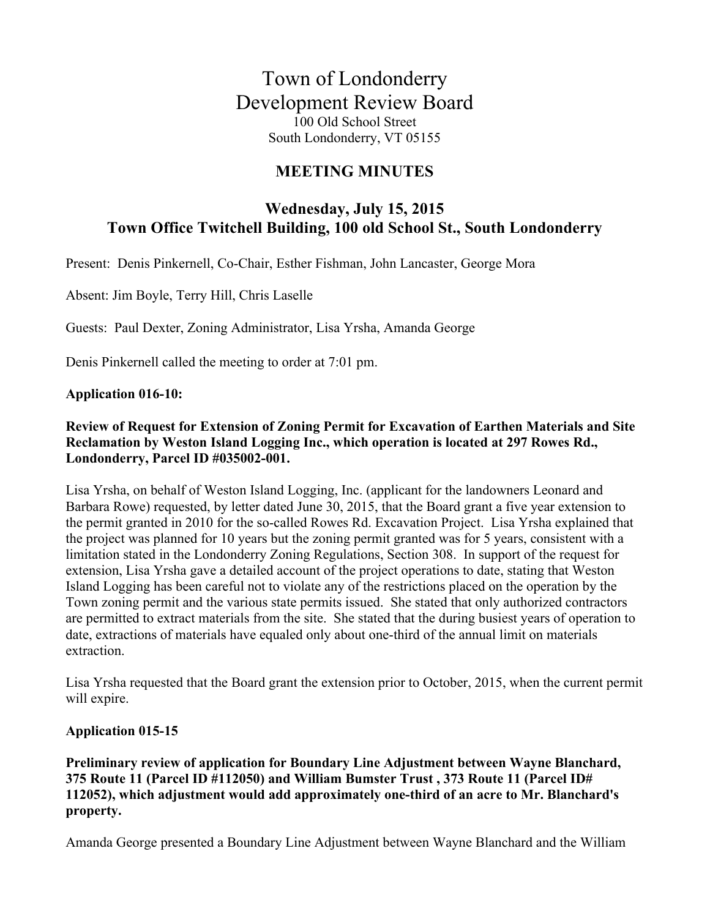# Town of Londonderry
# Development Review Board

100 Old School Street
South Londonderry, VT 05155

## MEETING MINUTES

### Wednesday, July 15, 2015
### Town Office Twitchell Building, 100 old School St., South Londonderry

Present: Denis Pinkernell, Co-Chair, Esther Fishman, John Lancaster, George Mora

Absent: Jim Boyle, Terry Hill, Chris Laselle

Guests: Paul Dexter, Zoning Administrator, Lisa Yrsha, Amanda George

Denis Pinkernell called the meeting to order at 7:01 pm.

**Application 016-10:**

**Review of Request for Extension of Zoning Permit for Excavation of Earthen Materials and Site Reclamation by Weston Island Logging Inc., which operation is located at 297 Rowes Rd., Londonderry, Parcel ID #035002-001.**

Lisa Yrsha, on behalf of Weston Island Logging, Inc. (applicant for the landowners Leonard and Barbara Rowe) requested, by letter dated June 30, 2015, that the Board grant a five year extension to the permit granted in 2010 for the so-called Rowes Rd. Excavation Project. Lisa Yrsha explained that the project was planned for 10 years but the zoning permit granted was for 5 years, consistent with a limitation stated in the Londonderry Zoning Regulations, Section 308. In support of the request for extension, Lisa Yrsha gave a detailed account of the project operations to date, stating that Weston Island Logging has been careful not to violate any of the restrictions placed on the operation by the Town zoning permit and the various state permits issued. She stated that only authorized contractors are permitted to extract materials from the site. She stated that the during busiest years of operation to date, extractions of materials have equaled only about one-third of the annual limit on materials extraction.

Lisa Yrsha requested that the Board grant the extension prior to October, 2015, when the current permit will expire.

**Application 015-15**

**Preliminary review of application for Boundary Line Adjustment between Wayne Blanchard, 375 Route 11 (Parcel ID #112050) and William Bumster Trust , 373 Route 11 (Parcel ID# 112052), which adjustment would add approximately one-third of an acre to Mr. Blanchard's property.**

Amanda George presented a Boundary Line Adjustment between Wayne Blanchard and the William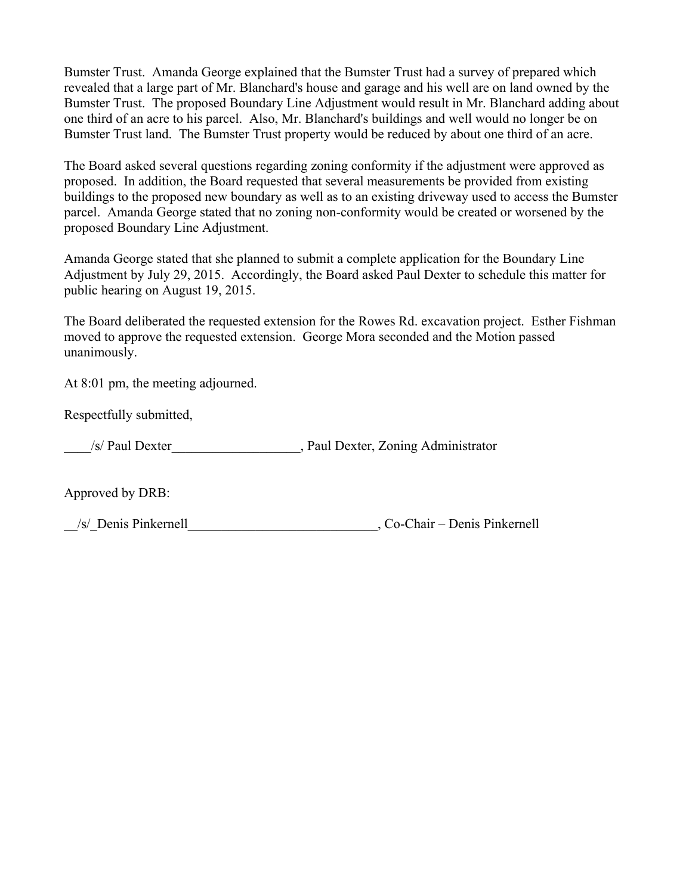Bumster Trust. Amanda George explained that the Bumster Trust had a survey of prepared which revealed that a large part of Mr. Blanchard's house and garage and his well are on land owned by the Bumster Trust. The proposed Boundary Line Adjustment would result in Mr. Blanchard adding about one third of an acre to his parcel. Also, Mr. Blanchard's buildings and well would no longer be on Bumster Trust land. The Bumster Trust property would be reduced by about one third of an acre.

The Board asked several questions regarding zoning conformity if the adjustment were approved as proposed. In addition, the Board requested that several measurements be provided from existing buildings to the proposed new boundary as well as to an existing driveway used to access the Bumster parcel. Amanda George stated that no zoning non-conformity would be created or worsened by the proposed Boundary Line Adjustment.

Amanda George stated that she planned to submit a complete application for the Boundary Line Adjustment by July 29, 2015. Accordingly, the Board asked Paul Dexter to schedule this matter for public hearing on August 19, 2015.

The Board deliberated the requested extension for the Rowes Rd. excavation project. Esther Fishman moved to approve the requested extension. George Mora seconded and the Motion passed unanimously.

At 8:01 pm, the meeting adjourned.

Respectfully submitted,

____/s/ Paul Dexter___________________, Paul Dexter, Zoning Administrator

Approved by DRB:

__/s/_Denis Pinkernell____________________________, Co-Chair – Denis Pinkernell